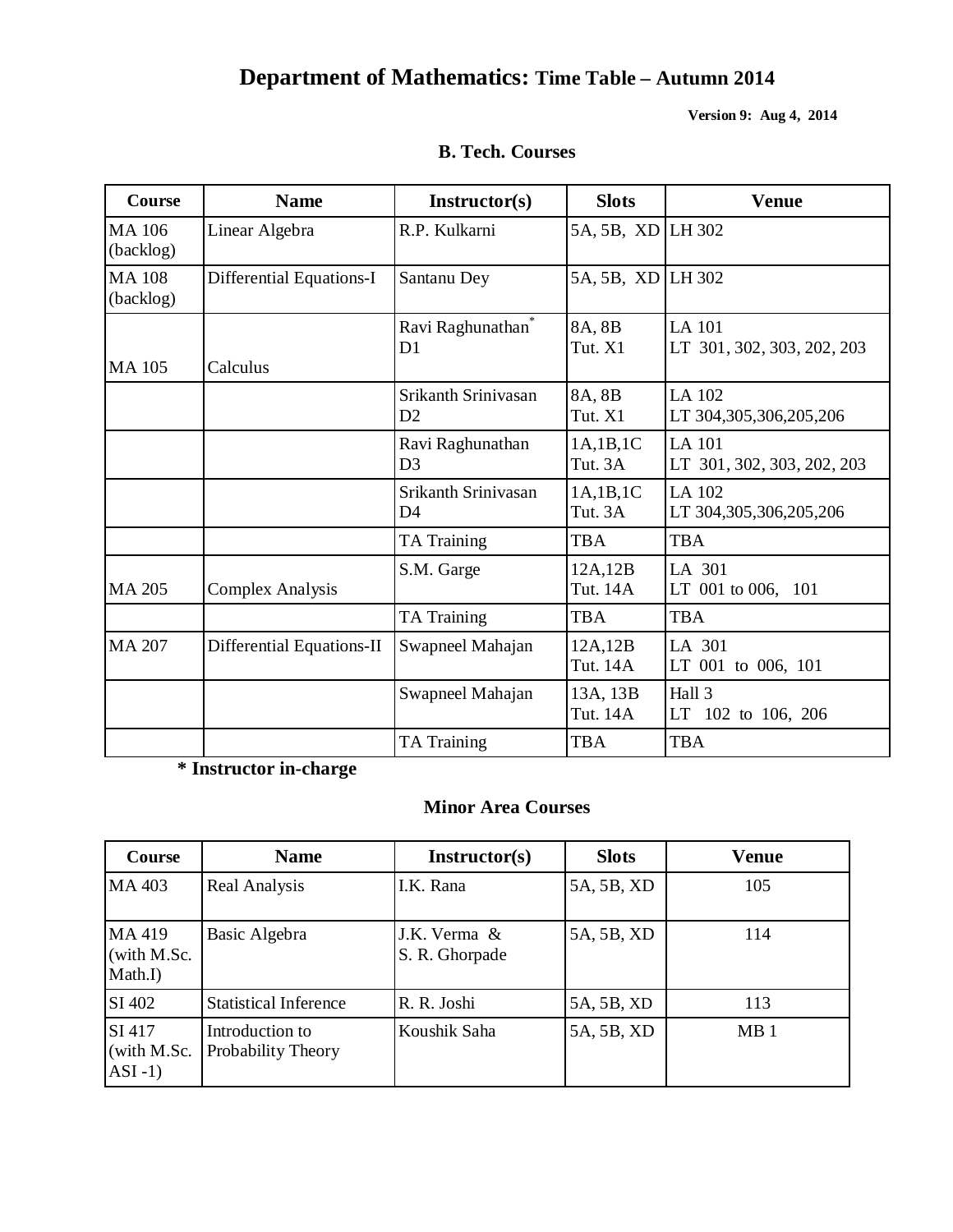# Department of Mathematics: Time Table – Autumn 2014

**Version 9: Aug 4, 2014**

### B. Tech. Courses

| Course | Name | Instructor(s) | Slots | Venue |
|---|---|---|---|---|
| MA 106 (backlog) | Linear Algebra | R.P. Kulkarni | 5A, 5B, XD | LH 302 |
| MA 108 (backlog) | Differential Equations-I | Santanu Dey | 5A, 5B, XD | LH 302 |
| MA 105 | Calculus | Ravi Raghunathan* D1 | 8A, 8B Tut. X1 | LA 101 LT 301, 302, 303, 202, 203 |
| | | Srikanth Srinivasan D2 | 8A, 8B Tut. X1 | LA 102 LT 304,305,306,205,206 |
| | | Ravi Raghunathan D3 | 1A,1B,1C Tut. 3A | LA 101 LT 301, 302, 303, 202, 203 |
| | | Srikanth Srinivasan D4 | 1A,1B,1C Tut. 3A | LA 102 LT 304,305,306,205,206 |
| | | TA Training | TBA | TBA |
| MA 205 | Complex Analysis | S.M. Garge | 12A,12B Tut. 14A | LA 301 LT 001 to 006, 101 |
| | | TA Training | TBA | TBA |
| MA 207 | Differential Equations-II | Swapneel Mahajan | 12A,12B Tut. 14A | LA 301 LT 001 to 006, 101 |
| | | Swapneel Mahajan | 13A, 13B Tut. 14A | Hall 3 LT 102 to 106, 206 |
| | | TA Training | TBA | TBA |

**\* Instructor in-charge**

### Minor Area Courses

| Course | Name | Instructor(s) | Slots | Venue |
|---|---|---|---|---|
| MA 403 | Real Analysis | I.K. Rana | 5A, 5B, XD | 105 |
| MA 419 (with M.Sc. Math.I) | Basic Algebra | J.K. Verma & S. R. Ghorpade | 5A, 5B, XD | 114 |
| SI 402 | Statistical Inference | R. R. Joshi | 5A, 5B, XD | 113 |
| SI 417 (with M.Sc. ASI -1) | Introduction to Probability Theory | Koushik Saha | 5A, 5B, XD | MB 1 |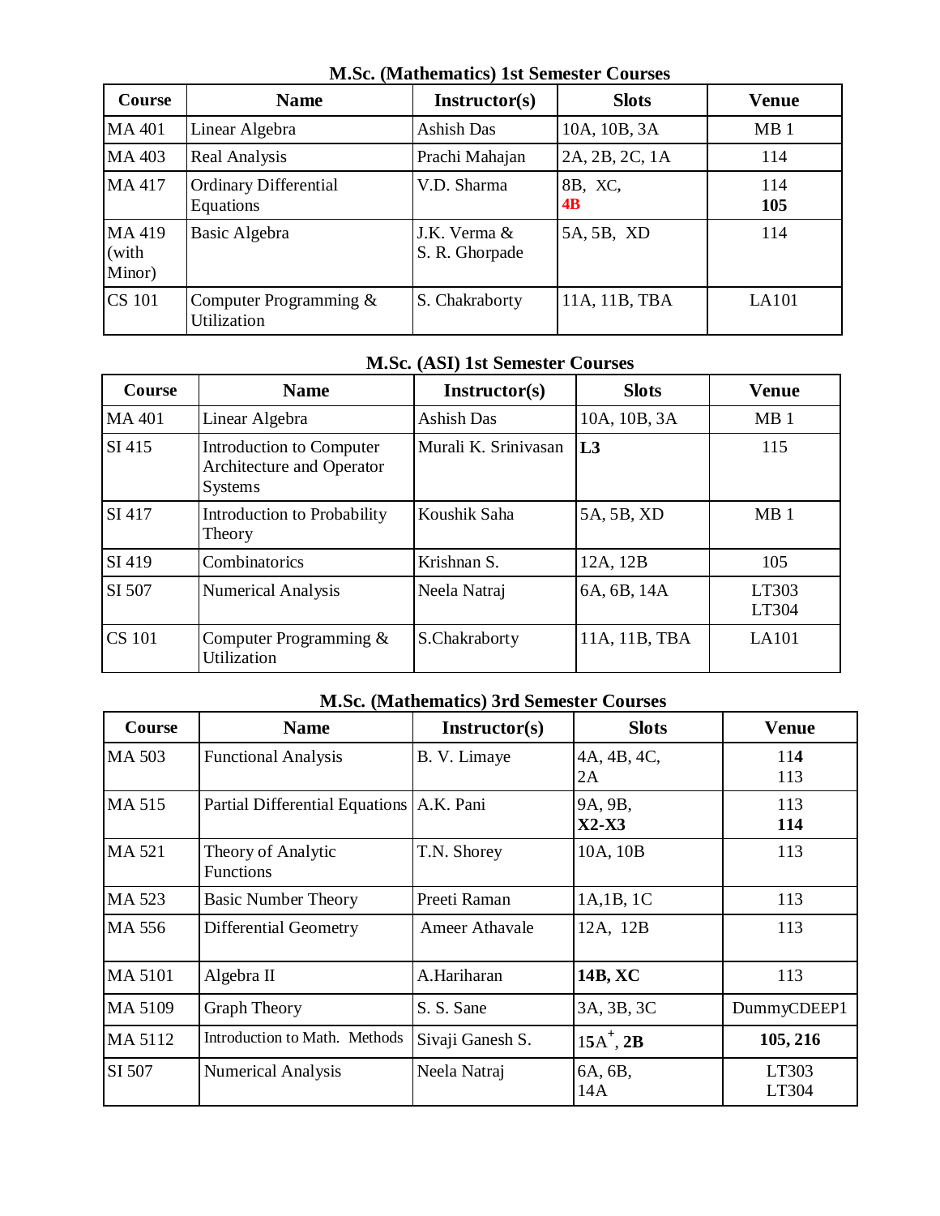### M.Sc. (Mathematics) 1st Semester Courses

| Course | Name | Instructor(s) | Slots | Venue |
|---|---|---|---|---|
| MA 401 | Linear Algebra | Ashish Das | 10A, 10B, 3A | MB 1 |
| MA 403 | Real Analysis | Prachi Mahajan | 2A, 2B, 2C, 1A | 114 |
| MA 417 | Ordinary Differential Equations | V.D. Sharma | 8B, XC, **4B** | 114 **105** |
| MA 419 (with Minor) | Basic Algebra | J.K. Verma & S. R. Ghorpade | 5A, 5B, XD | 114 |
| CS 101 | Computer Programming & Utilization | S. Chakraborty | 11A, 11B, TBA | LA101 |

### M.Sc. (ASI) 1st Semester Courses

| Course | Name | Instructor(s) | Slots | Venue |
|---|---|---|---|---|
| MA 401 | Linear Algebra | Ashish Das | 10A, 10B, 3A | MB 1 |
| SI 415 | Introduction to Computer Architecture and Operator Systems | Murali K. Srinivasan | **L3** | 115 |
| SI 417 | Introduction to Probability Theory | Koushik Saha | 5A, 5B, XD | MB 1 |
| SI 419 | Combinatorics | Krishnan S. | 12A, 12B | 105 |
| SI 507 | Numerical Analysis | Neela Natraj | 6A, 6B, 14A | LT303 LT304 |
| CS 101 | Computer Programming & Utilization | S.Chakraborty | 11A, 11B, TBA | LA101 |

### M.Sc. (Mathematics) 3rd Semester Courses

| Course | Name | Instructor(s) | Slots | Venue |
|---|---|---|---|---|
| MA 503 | Functional Analysis | B. V. Limaye | 4A, 4B, 4C, 2A | 11**4** 113 |
| MA 515 | Partial Differential Equations | A.K. Pani | 9A, 9B, **X2-X3** | 113 **114** |
| MA 521 | Theory of Analytic Functions | T.N. Shorey | 10A, 10B | 113 |
| MA 523 | Basic Number Theory | Preeti Raman | 1A,1B, 1C | 113 |
| MA 556 | Differential Geometry | Ameer Athavale | 12A, 12B | 113 |
| MA 5101 | Algebra II | A.Hariharan | **14B, XC** | 113 |
| MA 5109 | Graph Theory | S. S. Sane | 3A, 3B, 3C | DummyCDEEP1 |
| MA 5112 | Introduction to Math. Methods | Sivaji Ganesh S. | $15A^{+}$, **2B** | **105, 216** |
| SI 507 | Numerical Analysis | Neela Natraj | 6A, 6B, 14A | LT303 LT304 |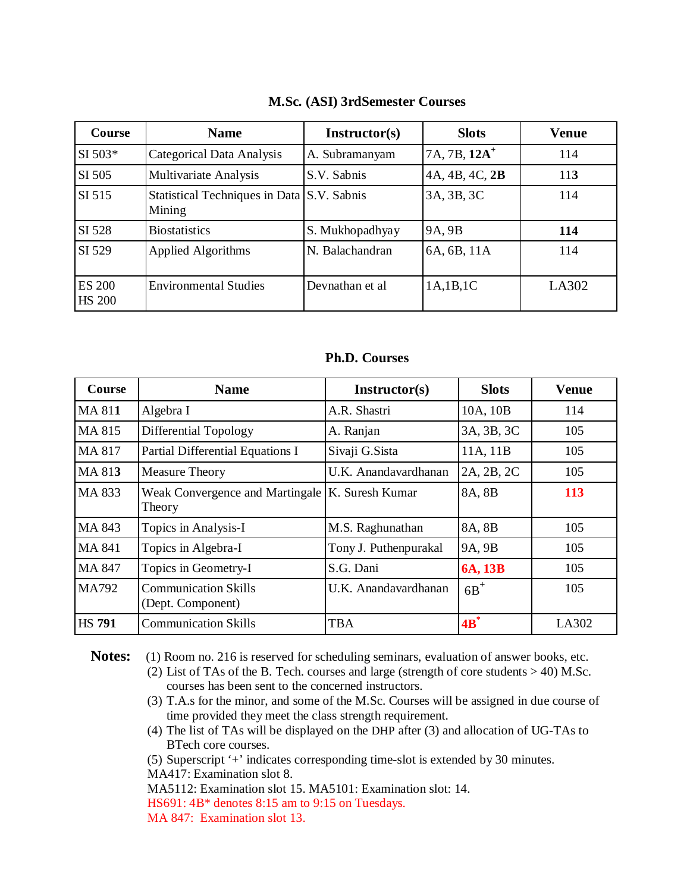## M.Sc. (ASI) 3rdSemester Courses

| Course | Name | Instructor(s) | Slots | Venue |
|---|---|---|---|---|
| SI 503* | Categorical Data Analysis | A. Subramanyam | 7A, 7B, **12A**+ | 114 |
| SI 505 | Multivariate Analysis | S.V. Sabnis | 4A, 4B, 4C, **2B** | 11**3** |
| SI 515 | Statistical Techniques in Data Mining | S.V. Sabnis | 3A, 3B, 3C | 114 |
| SI 528 | Biostatistics | S. Mukhopadhyay | 9A, 9B | **114** |
| SI 529 | Applied Algorithms | N. Balachandran | 6A, 6B, 11A | 114 |
| ES 200 HS 200 | Environmental Studies | Devnathan et al | 1A,1B,1C | LA302 |

## Ph.D. Courses

| Course | Name | Instructor(s) | Slots | Venue |
|---|---|---|---|---|
| MA 81**1** | Algebra I | A.R. Shastri | 10A, 10B | 114 |
| MA 815 | Differential Topology | A. Ranjan | 3A, 3B, 3C | 105 |
| MA 817 | Partial Differential Equations I | Sivaji G.Sista | 11A, 11B | 105 |
| MA 81**3** | Measure Theory | U.K. Anandavardhanan | 2A, 2B, 2C | 105 |
| MA 833 | Weak Convergence and Martingale Theory | K. Suresh Kumar | 8A, 8B | **113** |
| MA 843 | Topics in Analysis-I | M.S. Raghunathan | 8A, 8B | 105 |
| MA 841 | Topics in Algebra-I | Tony J. Puthenpurakal | 9A, 9B | 105 |
| MA 847 | Topics in Geometry-I | S.G. Dani | **6A, 13B** | 105 |
| MA792 | Communication Skills (Dept. Component) | U.K. Anandavardhanan | 6B+ | 105 |
| HS **791** | Communication Skills | TBA | **4B***  | LA302 |

**Notes:**

(1) Room no. 216 is reserved for scheduling seminars, evaluation of answer books, etc.

(2) List of TAs of the B. Tech. courses and large (strength of core students > 40) M.Sc. courses has been sent to the concerned instructors.

(3) T.A.s for the minor, and some of the M.Sc. Courses will be assigned in due course of time provided they meet the class strength requirement.

(4) The list of TAs will be displayed on the DHP after (3) and allocation of UG-TAs to BTech core courses.

(5) Superscript '+' indicates corresponding time-slot is extended by 30 minutes.

MA417: Examination slot 8.

MA5112: Examination slot 15. MA5101: Examination slot: 14.

HS691: 4B* denotes 8:15 am to 9:15 on Tuesdays.

MA 847: Examination slot 13.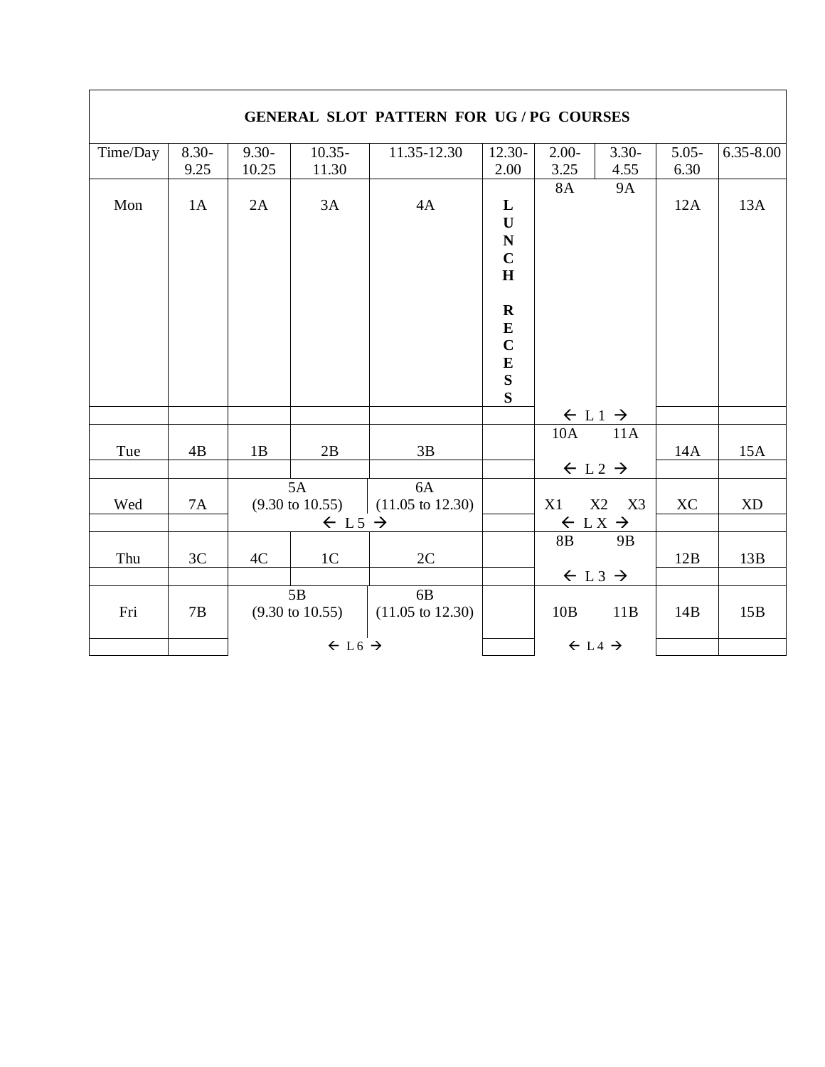# GENERAL SLOT PATTERN FOR UG / PG COURSES

| Time/Day | 8.30-9.25 | 9.30-10.25 | 10.35-11.30 | 11.35-12.30 | 12.30-2.00 | 2.00-3.25 | 3.30-4.55 | 5.05-6.30 | 6.35-8.00 |
|---|---|---|---|---|---|---|---|---|---|
| Mon | 1A | 2A | 3A | 4A | LUNCH RECESS | 8A | 9A | 12A | 13A |
| | | | | | | ← L 1 → | | | |
| Tue | 4B | 1B | 2B | 3B | | 10A | 11A | 14A | 15A |
| | | | | | | ← L 2 → | | | |
| Wed | 7A | 5A (9.30 to 10.55) | | 6A (11.05 to 12.30) | | X1 X2 | X3 | XC | XD |
| | | ← L 5 → | | | | ← L X → | | | |
| Thu | 3C | 4C | 1C | 2C | | 8B | 9B | 12B | 13B |
| | | | | | | ← L 3 → | | | |
| Fri | 7B | 5B (9.30 to 10.55) | | 6B (11.05 to 12.30) | | 10B | 11B | 14B | 15B |
| | | ← L 6 → | | | | ← L 4 → | | | |